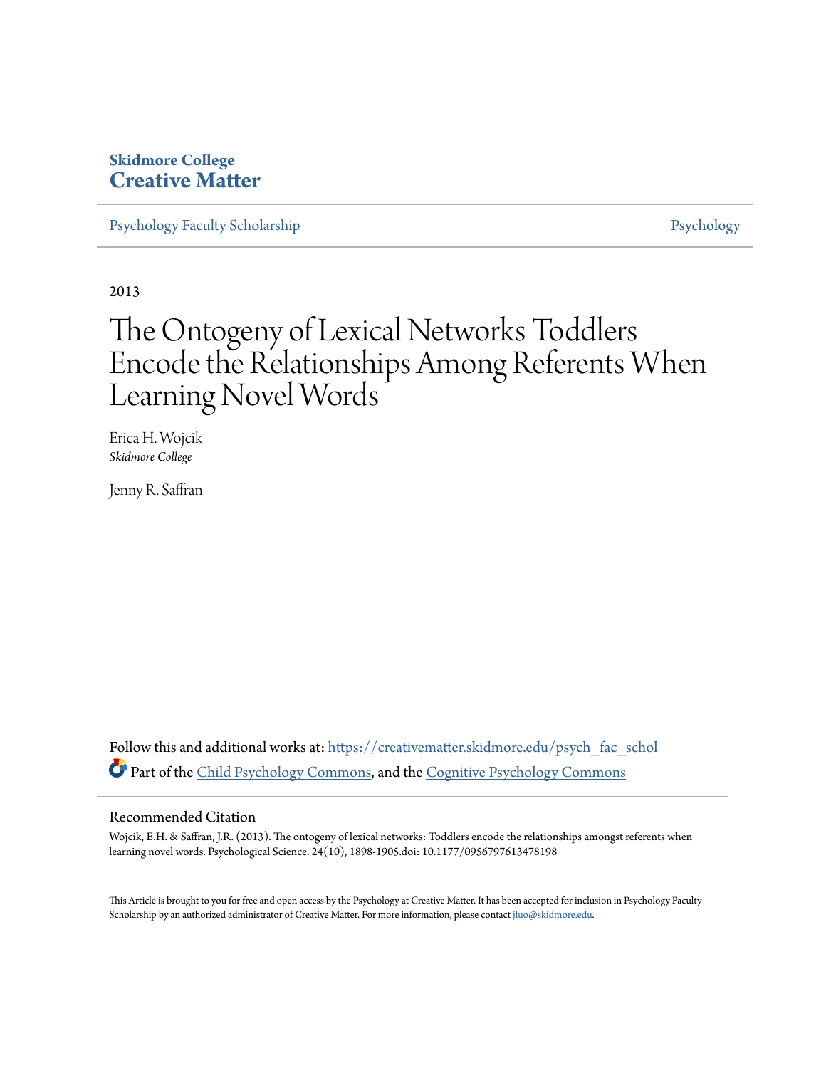**Skidmore College**
**Creative Matter**

Psychology Faculty Scholarship | Psychology

2013

# The Ontogeny of Lexical Networks Toddlers Encode the Relationships Among Referents When Learning Novel Words

Erica H. Wojcik
*Skidmore College*

Jenny R. Saffran

Follow this and additional works at: https://creativematter.skidmore.edu/psych_fac_schol

Part of the Child Psychology Commons, and the Cognitive Psychology Commons

## Recommended Citation

Wojcik, E.H. & Saffran, J.R. (2013). The ontogeny of lexical networks: Toddlers encode the relationships amongst referents when learning novel words. Psychological Science. 24(10), 1898-1905.doi: 10.1177/0956797613478198

This Article is brought to you for free and open access by the Psychology at Creative Matter. It has been accepted for inclusion in Psychology Faculty Scholarship by an authorized administrator of Creative Matter. For more information, please contact jluo@skidmore.edu.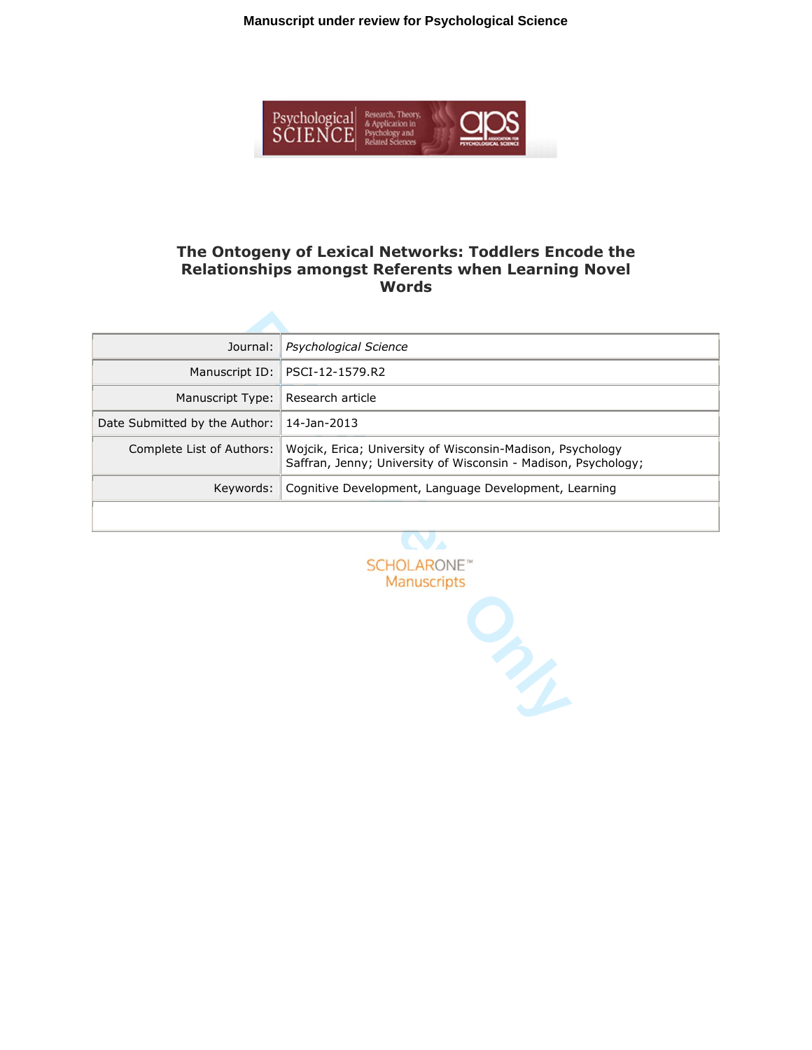# The Ontogeny of Lexical Networks: Toddlers Encode the Relationships amongst Referents when Learning Novel Words

| | |
|---|---|
| Journal: | *Psychological Science* |
| Manuscript ID: | PSCI-12-1579.R2 |
| Manuscript Type: | Research article |
| Date Submitted by the Author: | 14-Jan-2013 |
| Complete List of Authors: | Wojcik, Erica; University of Wisconsin-Madison, Psychology<br>Saffran, Jenny; University of Wisconsin - Madison, Psychology; |
| Keywords: | Cognitive Development, Language Development, Learning |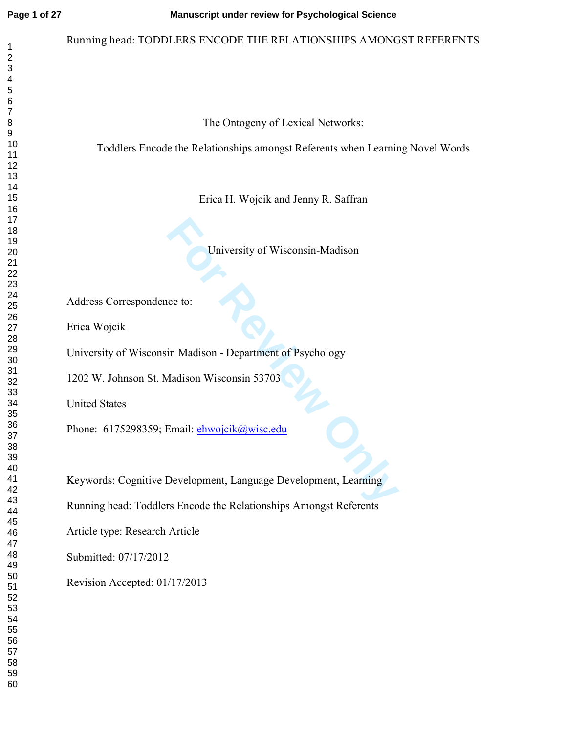Running head: TODDLERS ENCODE THE RELATIONSHIPS AMONGST REFERENTS

# The Ontogeny of Lexical Networks:

# Toddlers Encode the Relationships amongst Referents when Learning Novel Words

Erica H. Wojcik and Jenny R. Saffran

University of Wisconsin-Madison

Address Correspondence to:

Erica Wojcik

University of Wisconsin Madison - Department of Psychology

1202 W. Johnson St. Madison Wisconsin 53703

United States

Phone: 6175298359; Email: ehwojcik@wisc.edu

Keywords: Cognitive Development, Language Development, Learning

Running head: Toddlers Encode the Relationships Amongst Referents

Article type: Research Article

Submitted: 07/17/2012

Revision Accepted: 01/17/2013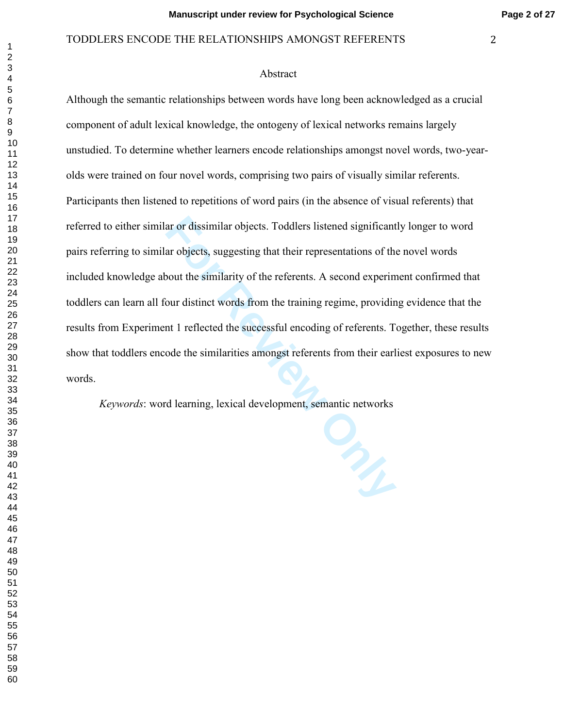## Abstract

Although the semantic relationships between words have long been acknowledged as a crucial component of adult lexical knowledge, the ontogeny of lexical networks remains largely unstudied. To determine whether learners encode relationships amongst novel words, two-year-olds were trained on four novel words, comprising two pairs of visually similar referents. Participants then listened to repetitions of word pairs (in the absence of visual referents) that referred to either similar or dissimilar objects. Toddlers listened significantly longer to word pairs referring to similar objects, suggesting that their representations of the novel words included knowledge about the similarity of the referents. A second experiment confirmed that toddlers can learn all four distinct words from the training regime, providing evidence that the results from Experiment 1 reflected the successful encoding of referents. Together, these results show that toddlers encode the similarities amongst referents from their earliest exposures to new words.

*Keywords*: word learning, lexical development, semantic networks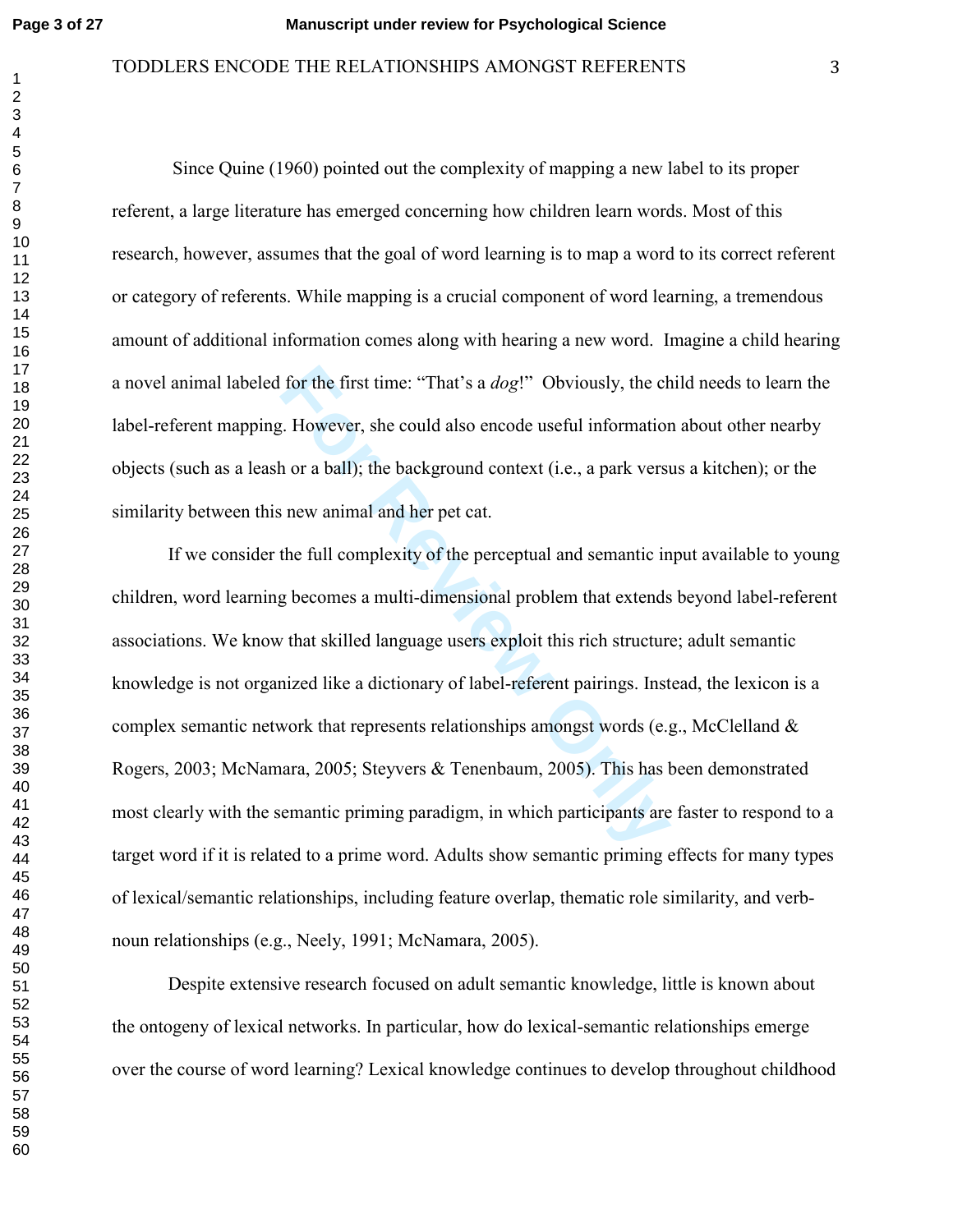Since Quine (1960) pointed out the complexity of mapping a new label to its proper referent, a large literature has emerged concerning how children learn words. Most of this research, however, assumes that the goal of word learning is to map a word to its correct referent or category of referents. While mapping is a crucial component of word learning, a tremendous amount of additional information comes along with hearing a new word. Imagine a child hearing a novel animal labeled for the first time: "That's a *dog*!" Obviously, the child needs to learn the label-referent mapping. However, she could also encode useful information about other nearby objects (such as a leash or a ball); the background context (i.e., a park versus a kitchen); or the similarity between this new animal and her pet cat.

If we consider the full complexity of the perceptual and semantic input available to young children, word learning becomes a multi-dimensional problem that extends beyond label-referent associations. We know that skilled language users exploit this rich structure; adult semantic knowledge is not organized like a dictionary of label-referent pairings. Instead, the lexicon is a complex semantic network that represents relationships amongst words (e.g., McClelland & Rogers, 2003; McNamara, 2005; Steyvers & Tenenbaum, 2005). This has been demonstrated most clearly with the semantic priming paradigm, in which participants are faster to respond to a target word if it is related to a prime word. Adults show semantic priming effects for many types of lexical/semantic relationships, including feature overlap, thematic role similarity, and verb-noun relationships (e.g., Neely, 1991; McNamara, 2005).

Despite extensive research focused on adult semantic knowledge, little is known about the ontogeny of lexical networks. In particular, how do lexical-semantic relationships emerge over the course of word learning? Lexical knowledge continues to develop throughout childhood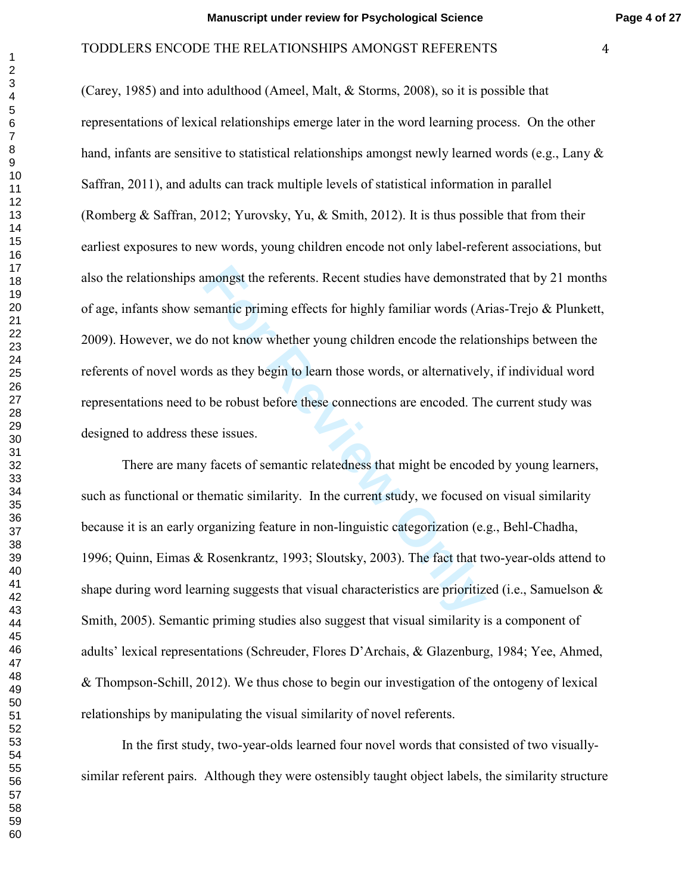(Carey, 1985) and into adulthood (Ameel, Malt, & Storms, 2008), so it is possible that representations of lexical relationships emerge later in the word learning process. On the other hand, infants are sensitive to statistical relationships amongst newly learned words (e.g., Lany & Saffran, 2011), and adults can track multiple levels of statistical information in parallel (Romberg & Saffran, 2012; Yurovsky, Yu, & Smith, 2012). It is thus possible that from their earliest exposures to new words, young children encode not only label-referent associations, but also the relationships amongst the referents. Recent studies have demonstrated that by 21 months of age, infants show semantic priming effects for highly familiar words (Arias-Trejo & Plunkett, 2009). However, we do not know whether young children encode the relationships between the referents of novel words as they begin to learn those words, or alternatively, if individual word representations need to be robust before these connections are encoded. The current study was designed to address these issues.

There are many facets of semantic relatedness that might be encoded by young learners, such as functional or thematic similarity. In the current study, we focused on visual similarity because it is an early organizing feature in non-linguistic categorization (e.g., Behl-Chadha, 1996; Quinn, Eimas & Rosenkrantz, 1993; Sloutsky, 2003). The fact that two-year-olds attend to shape during word learning suggests that visual characteristics are prioritized (i.e., Samuelson & Smith, 2005). Semantic priming studies also suggest that visual similarity is a component of adults' lexical representations (Schreuder, Flores D'Archais, & Glazenburg, 1984; Yee, Ahmed, & Thompson-Schill, 2012). We thus chose to begin our investigation of the ontogeny of lexical relationships by manipulating the visual similarity of novel referents.

In the first study, two-year-olds learned four novel words that consisted of two visually-similar referent pairs. Although they were ostensibly taught object labels, the similarity structure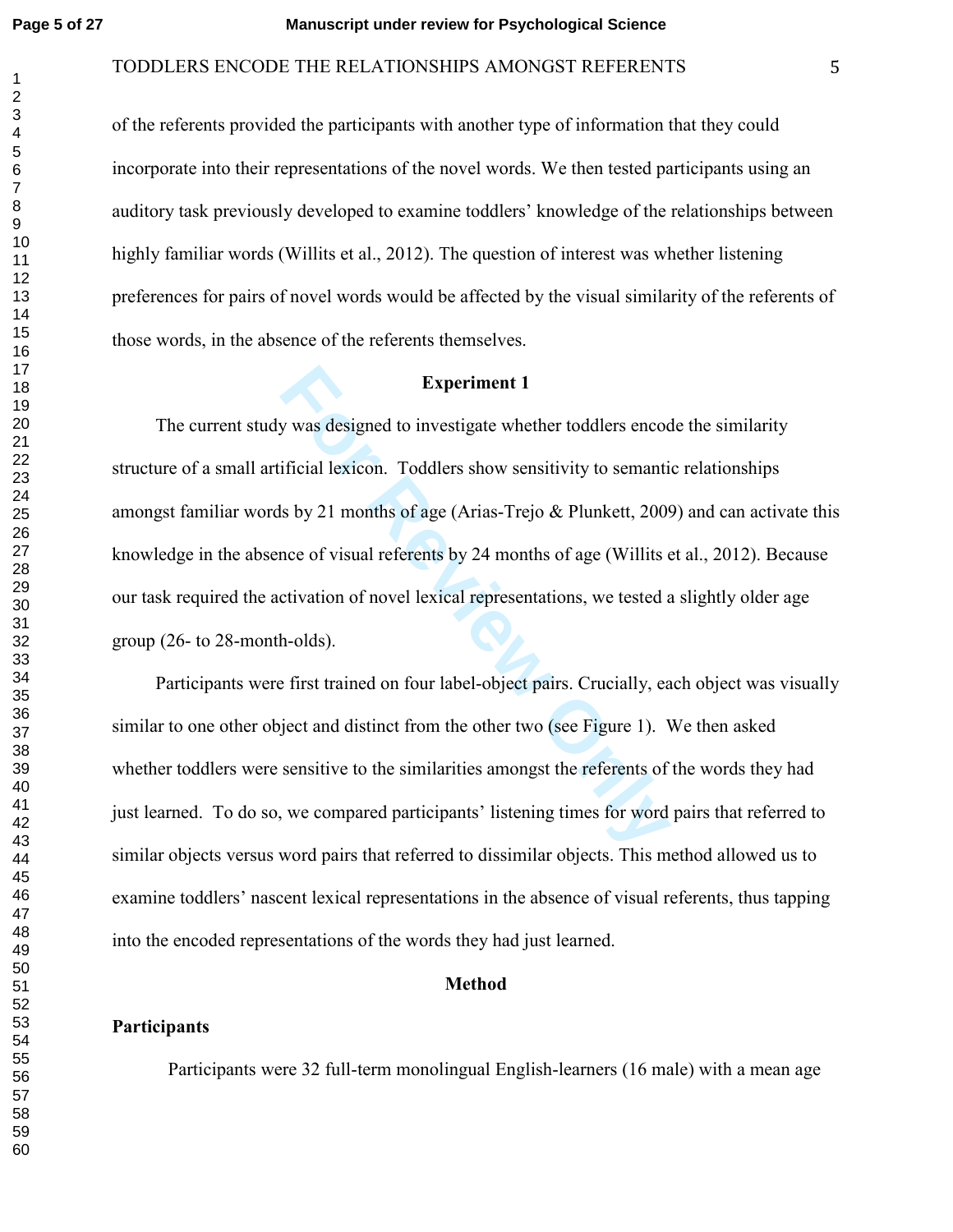of the referents provided the participants with another type of information that they could incorporate into their representations of the novel words. We then tested participants using an auditory task previously developed to examine toddlers' knowledge of the relationships between highly familiar words (Willits et al., 2012). The question of interest was whether listening preferences for pairs of novel words would be affected by the visual similarity of the referents of those words, in the absence of the referents themselves.

## Experiment 1

The current study was designed to investigate whether toddlers encode the similarity structure of a small artificial lexicon. Toddlers show sensitivity to semantic relationships amongst familiar words by 21 months of age (Arias-Trejo & Plunkett, 2009) and can activate this knowledge in the absence of visual referents by 24 months of age (Willits et al., 2012). Because our task required the activation of novel lexical representations, we tested a slightly older age group (26- to 28-month-olds).

Participants were first trained on four label-object pairs. Crucially, each object was visually similar to one other object and distinct from the other two (see Figure 1). We then asked whether toddlers were sensitive to the similarities amongst the referents of the words they had just learned. To do so, we compared participants' listening times for word pairs that referred to similar objects versus word pairs that referred to dissimilar objects. This method allowed us to examine toddlers' nascent lexical representations in the absence of visual referents, thus tapping into the encoded representations of the words they had just learned.

### Method

**Participants**

Participants were 32 full-term monolingual English-learners (16 male) with a mean age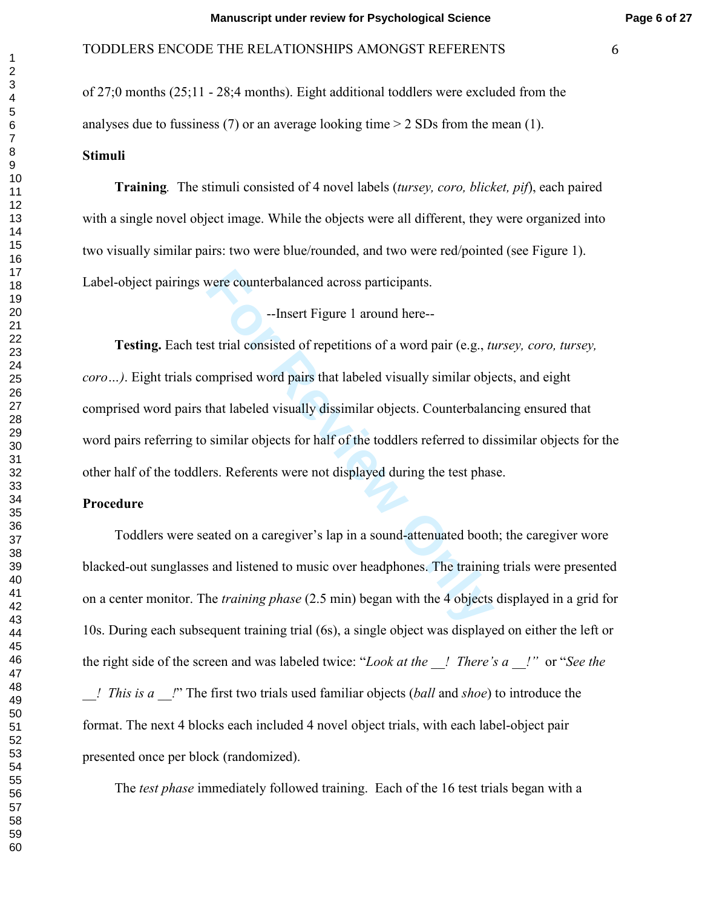of 27;0 months (25;11 - 28;4 months). Eight additional toddlers were excluded from the analyses due to fussiness (7) or an average looking time > 2 SDs from the mean (1).

## Stimuli

**Training**. The stimuli consisted of 4 novel labels (*tursey, coro, blicket, pif*), each paired with a single novel object image. While the objects were all different, they were organized into two visually similar pairs: two were blue/rounded, and two were red/pointed (see Figure 1). Label-object pairings were counterbalanced across participants.

--Insert Figure 1 around here--

**Testing.** Each test trial consisted of repetitions of a word pair (e.g., *tursey, coro, tursey, coro…)*. Eight trials comprised word pairs that labeled visually similar objects, and eight comprised word pairs that labeled visually dissimilar objects. Counterbalancing ensured that word pairs referring to similar objects for half of the toddlers referred to dissimilar objects for the other half of the toddlers. Referents were not displayed during the test phase.

## Procedure

Toddlers were seated on a caregiver's lap in a sound-attenuated booth; the caregiver wore blacked-out sunglasses and listened to music over headphones. The training trials were presented on a center monitor. The *training phase* (2.5 min) began with the 4 objects displayed in a grid for 10s. During each subsequent training trial (6s), a single object was displayed on either the left or the right side of the screen and was labeled twice: "*Look at the __! There's a __!"* or "*See the __! This is a __!*" The first two trials used familiar objects (*ball* and *shoe*) to introduce the format. The next 4 blocks each included 4 novel object trials, with each label-object pair presented once per block (randomized).

The *test phase* immediately followed training. Each of the 16 test trials began with a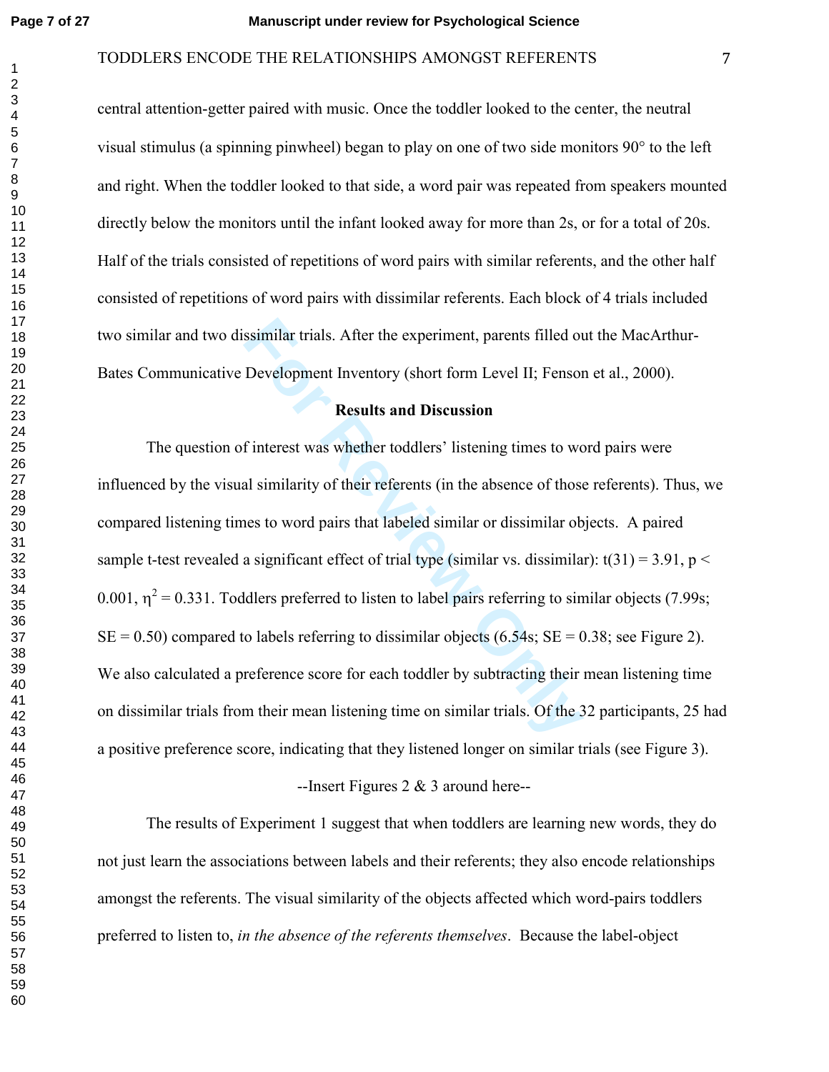central attention-getter paired with music. Once the toddler looked to the center, the neutral visual stimulus (a spinning pinwheel) began to play on one of two side monitors 90° to the left and right. When the toddler looked to that side, a word pair was repeated from speakers mounted directly below the monitors until the infant looked away for more than 2s, or for a total of 20s. Half of the trials consisted of repetitions of word pairs with similar referents, and the other half consisted of repetitions of word pairs with dissimilar referents. Each block of 4 trials included two similar and two dissimilar trials. After the experiment, parents filled out the MacArthur-Bates Communicative Development Inventory (short form Level II; Fenson et al., 2000).

## Results and Discussion

The question of interest was whether toddlers' listening times to word pairs were influenced by the visual similarity of their referents (in the absence of those referents). Thus, we compared listening times to word pairs that labeled similar or dissimilar objects. A paired sample t-test revealed a significant effect of trial type (similar vs. dissimilar): $t(31) = 3.91$, $p < 0.001$, $\eta^2 = 0.331$. Toddlers preferred to listen to label pairs referring to similar objects (7.99s; SE = 0.50) compared to labels referring to dissimilar objects (6.54s; SE = 0.38; see Figure 2). We also calculated a preference score for each toddler by subtracting their mean listening time on dissimilar trials from their mean listening time on similar trials. Of the 32 participants, 25 had a positive preference score, indicating that they listened longer on similar trials (see Figure 3).

--Insert Figures 2 & 3 around here--

The results of Experiment 1 suggest that when toddlers are learning new words, they do not just learn the associations between labels and their referents; they also encode relationships amongst the referents. The visual similarity of the objects affected which word-pairs toddlers preferred to listen to, *in the absence of the referents themselves*. Because the label-object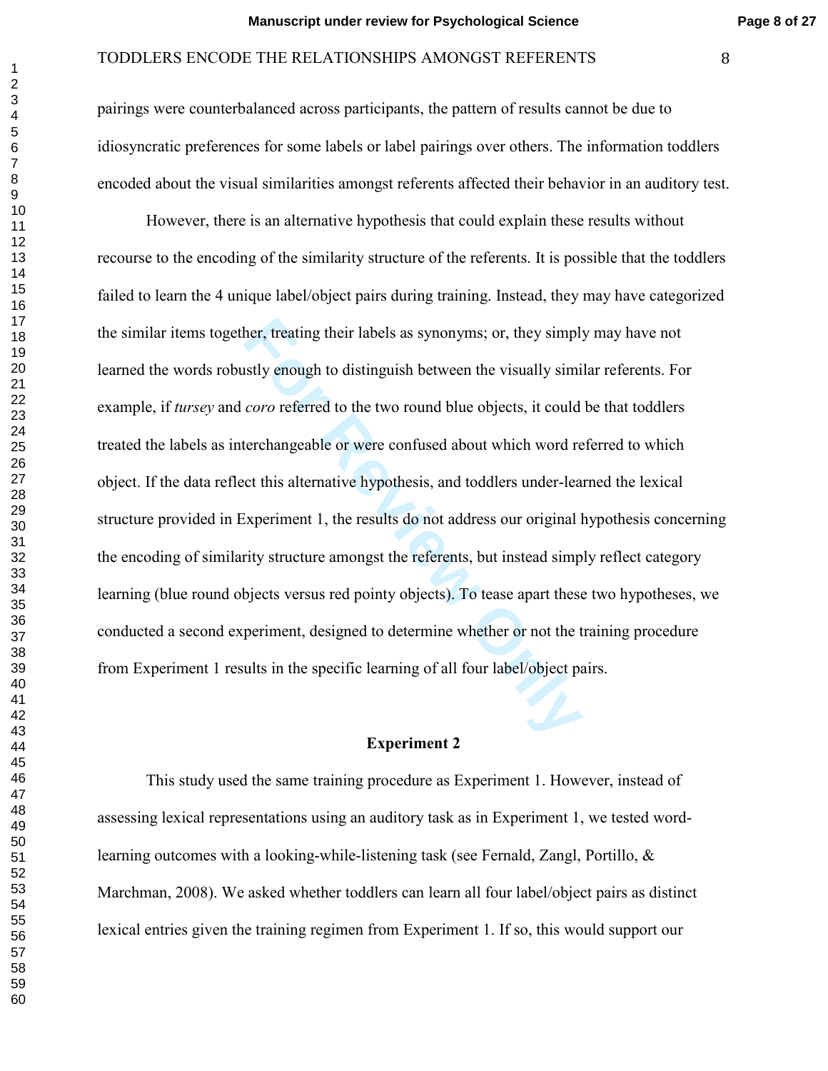pairings were counterbalanced across participants, the pattern of results cannot be due to idiosyncratic preferences for some labels or label pairings over others. The information toddlers encoded about the visual similarities amongst referents affected their behavior in an auditory test.

However, there is an alternative hypothesis that could explain these results without recourse to the encoding of the similarity structure of the referents. It is possible that the toddlers failed to learn the 4 unique label/object pairs during training. Instead, they may have categorized the similar items together, treating their labels as synonyms; or, they simply may have not learned the words robustly enough to distinguish between the visually similar referents. For example, if *tursey* and *coro* referred to the two round blue objects, it could be that toddlers treated the labels as interchangeable or were confused about which word referred to which object. If the data reflect this alternative hypothesis, and toddlers under-learned the lexical structure provided in Experiment 1, the results do not address our original hypothesis concerning the encoding of similarity structure amongst the referents, but instead simply reflect category learning (blue round objects versus red pointy objects). To tease apart these two hypotheses, we conducted a second experiment, designed to determine whether or not the training procedure from Experiment 1 results in the specific learning of all four label/object pairs.

## Experiment 2

This study used the same training procedure as Experiment 1. However, instead of assessing lexical representations using an auditory task as in Experiment 1, we tested word-learning outcomes with a looking-while-listening task (see Fernald, Zangl, Portillo, & Marchman, 2008). We asked whether toddlers can learn all four label/object pairs as distinct lexical entries given the training regimen from Experiment 1. If so, this would support our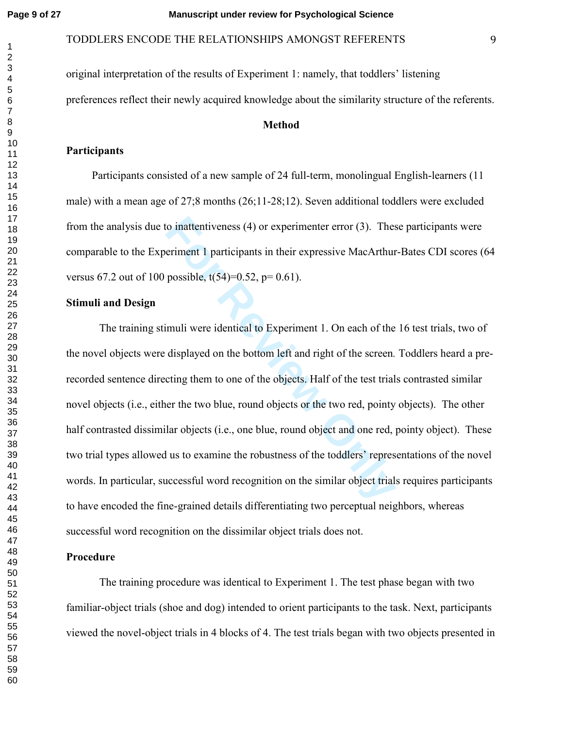original interpretation of the results of Experiment 1: namely, that toddlers' listening preferences reflect their newly acquired knowledge about the similarity structure of the referents.

## Method

### Participants

Participants consisted of a new sample of 24 full-term, monolingual English-learners (11 male) with a mean age of 27;8 months (26;11-28;12). Seven additional toddlers were excluded from the analysis due to inattentiveness (4) or experimenter error (3). These participants were comparable to the Experiment 1 participants in their expressive MacArthur-Bates CDI scores (64 versus 67.2 out of 100 possible, $t(54)=0.52$, $p= 0.61$).

### Stimuli and Design

The training stimuli were identical to Experiment 1. On each of the 16 test trials, two of the novel objects were displayed on the bottom left and right of the screen. Toddlers heard a pre-recorded sentence directing them to one of the objects. Half of the test trials contrasted similar novel objects (i.e., either the two blue, round objects or the two red, pointy objects). The other half contrasted dissimilar objects (i.e., one blue, round object and one red, pointy object). These two trial types allowed us to examine the robustness of the toddlers' representations of the novel words. In particular, successful word recognition on the similar object trials requires participants to have encoded the fine-grained details differentiating two perceptual neighbors, whereas successful word recognition on the dissimilar object trials does not.

### Procedure

The training procedure was identical to Experiment 1. The test phase began with two familiar-object trials (shoe and dog) intended to orient participants to the task. Next, participants viewed the novel-object trials in 4 blocks of 4. The test trials began with two objects presented in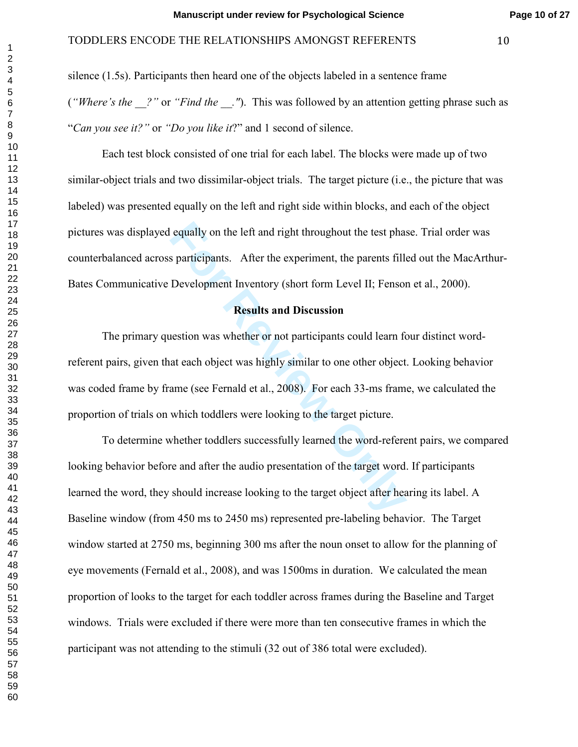silence (1.5s). Participants then heard one of the objects labeled in a sentence frame (*"Where's the __?"* or *"Find the __."*). This was followed by an attention getting phrase such as "*Can you see it?"* or *"Do you like it*?" and 1 second of silence.

Each test block consisted of one trial for each label. The blocks were made up of two similar-object trials and two dissimilar-object trials. The target picture (i.e., the picture that was labeled) was presented equally on the left and right side within blocks, and each of the object pictures was displayed equally on the left and right throughout the test phase. Trial order was counterbalanced across participants. After the experiment, the parents filled out the MacArthur-Bates Communicative Development Inventory (short form Level II; Fenson et al., 2000).

## Results and Discussion

The primary question was whether or not participants could learn four distinct word-referent pairs, given that each object was highly similar to one other object. Looking behavior was coded frame by frame (see Fernald et al., 2008). For each 33-ms frame, we calculated the proportion of trials on which toddlers were looking to the target picture.

To determine whether toddlers successfully learned the word-referent pairs, we compared looking behavior before and after the audio presentation of the target word. If participants learned the word, they should increase looking to the target object after hearing its label. A Baseline window (from 450 ms to 2450 ms) represented pre-labeling behavior. The Target window started at 2750 ms, beginning 300 ms after the noun onset to allow for the planning of eye movements (Fernald et al., 2008), and was 1500ms in duration. We calculated the mean proportion of looks to the target for each toddler across frames during the Baseline and Target windows. Trials were excluded if there were more than ten consecutive frames in which the participant was not attending to the stimuli (32 out of 386 total were excluded).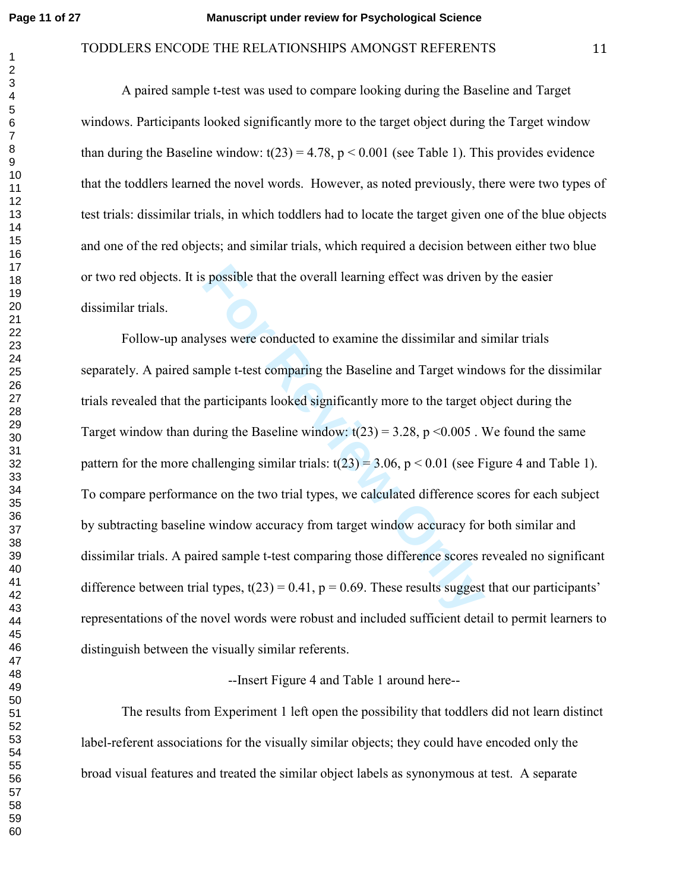A paired sample t-test was used to compare looking during the Baseline and Target windows. Participants looked significantly more to the target object during the Target window than during the Baseline window: $t(23) = 4.78$, $p < 0.001$ (see Table 1). This provides evidence that the toddlers learned the novel words. However, as noted previously, there were two types of test trials: dissimilar trials, in which toddlers had to locate the target given one of the blue objects and one of the red objects; and similar trials, which required a decision between either two blue or two red objects. It is possible that the overall learning effect was driven by the easier dissimilar trials.

Follow-up analyses were conducted to examine the dissimilar and similar trials separately. A paired sample t-test comparing the Baseline and Target windows for the dissimilar trials revealed that the participants looked significantly more to the target object during the Target window than during the Baseline window: $t(23) = 3.28$, $p < 0.005$ . We found the same pattern for the more challenging similar trials: $t(23) = 3.06$, $p < 0.01$ (see Figure 4 and Table 1). To compare performance on the two trial types, we calculated difference scores for each subject by subtracting baseline window accuracy from target window accuracy for both similar and dissimilar trials. A paired sample t-test comparing those difference scores revealed no significant difference between trial types, $t(23) = 0.41$, $p = 0.69$. These results suggest that our participants' representations of the novel words were robust and included sufficient detail to permit learners to distinguish between the visually similar referents.

--Insert Figure 4 and Table 1 around here--

The results from Experiment 1 left open the possibility that toddlers did not learn distinct label-referent associations for the visually similar objects; they could have encoded only the broad visual features and treated the similar object labels as synonymous at test. A separate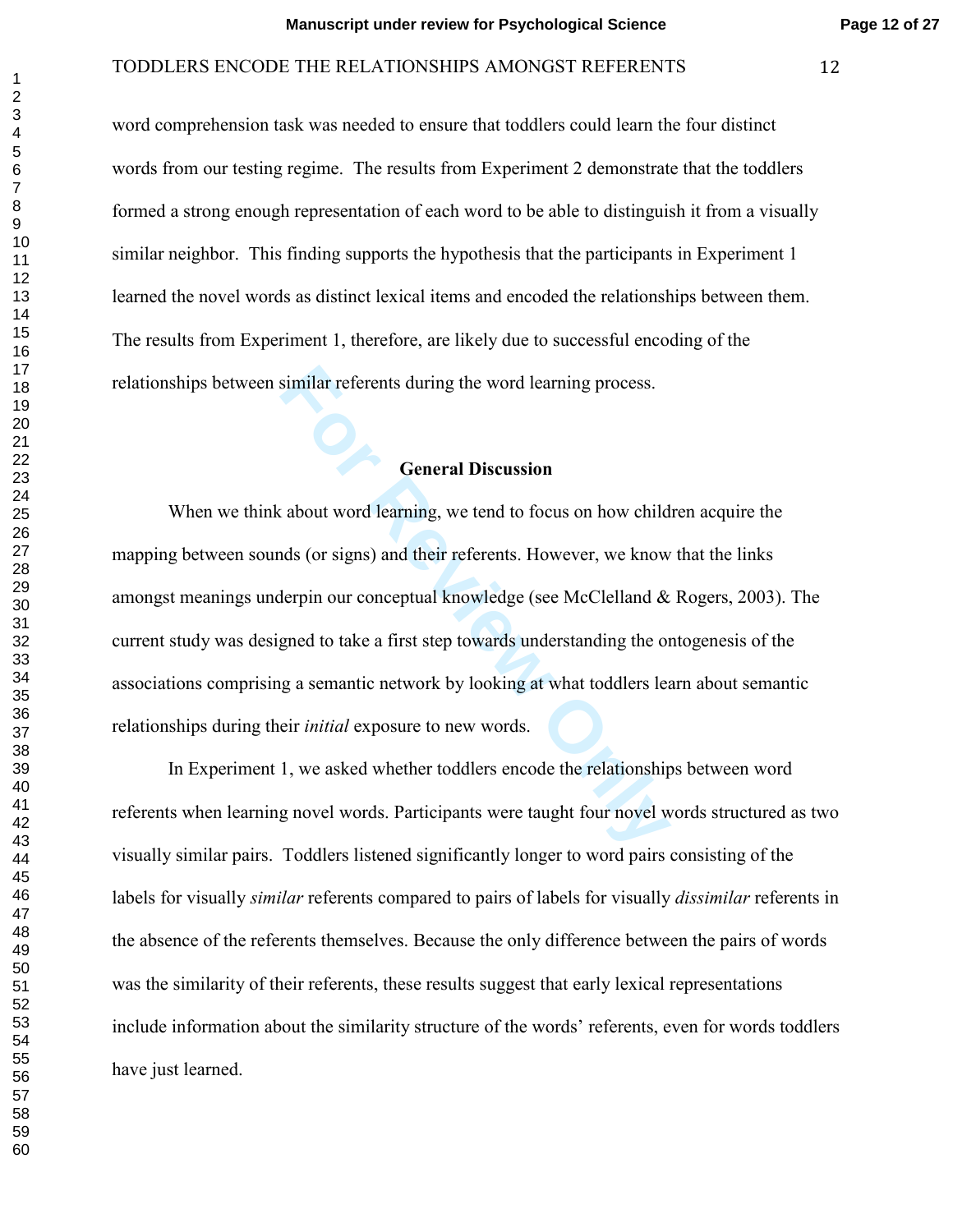word comprehension task was needed to ensure that toddlers could learn the four distinct words from our testing regime. The results from Experiment 2 demonstrate that the toddlers formed a strong enough representation of each word to be able to distinguish it from a visually similar neighbor. This finding supports the hypothesis that the participants in Experiment 1 learned the novel words as distinct lexical items and encoded the relationships between them. The results from Experiment 1, therefore, are likely due to successful encoding of the relationships between similar referents during the word learning process.

## General Discussion

When we think about word learning, we tend to focus on how children acquire the mapping between sounds (or signs) and their referents. However, we know that the links amongst meanings underpin our conceptual knowledge (see McClelland & Rogers, 2003). The current study was designed to take a first step towards understanding the ontogenesis of the associations comprising a semantic network by looking at what toddlers learn about semantic relationships during their *initial* exposure to new words.

In Experiment 1, we asked whether toddlers encode the relationships between word referents when learning novel words. Participants were taught four novel words structured as two visually similar pairs. Toddlers listened significantly longer to word pairs consisting of the labels for visually *similar* referents compared to pairs of labels for visually *dissimilar* referents in the absence of the referents themselves. Because the only difference between the pairs of words was the similarity of their referents, these results suggest that early lexical representations include information about the similarity structure of the words' referents, even for words toddlers have just learned.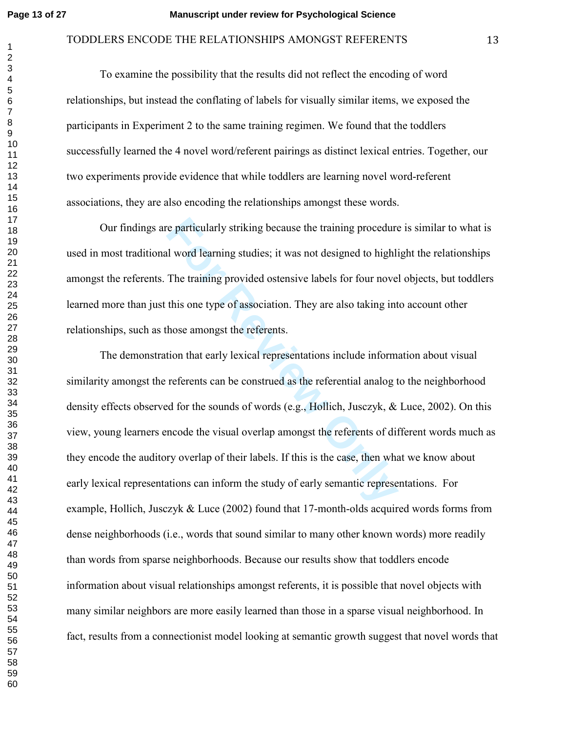To examine the possibility that the results did not reflect the encoding of word relationships, but instead the conflating of labels for visually similar items, we exposed the participants in Experiment 2 to the same training regimen. We found that the toddlers successfully learned the 4 novel word/referent pairings as distinct lexical entries. Together, our two experiments provide evidence that while toddlers are learning novel word-referent associations, they are also encoding the relationships amongst these words.

Our findings are particularly striking because the training procedure is similar to what is used in most traditional word learning studies; it was not designed to highlight the relationships amongst the referents. The training provided ostensive labels for four novel objects, but toddlers learned more than just this one type of association. They are also taking into account other relationships, such as those amongst the referents.

The demonstration that early lexical representations include information about visual similarity amongst the referents can be construed as the referential analog to the neighborhood density effects observed for the sounds of words (e.g., Hollich, Jusczyk, & Luce, 2002). On this view, young learners encode the visual overlap amongst the referents of different words much as they encode the auditory overlap of their labels. If this is the case, then what we know about early lexical representations can inform the study of early semantic representations. For example, Hollich, Jusczyk & Luce (2002) found that 17-month-olds acquired words forms from dense neighborhoods (i.e., words that sound similar to many other known words) more readily than words from sparse neighborhoods. Because our results show that toddlers encode information about visual relationships amongst referents, it is possible that novel objects with many similar neighbors are more easily learned than those in a sparse visual neighborhood. In fact, results from a connectionist model looking at semantic growth suggest that novel words that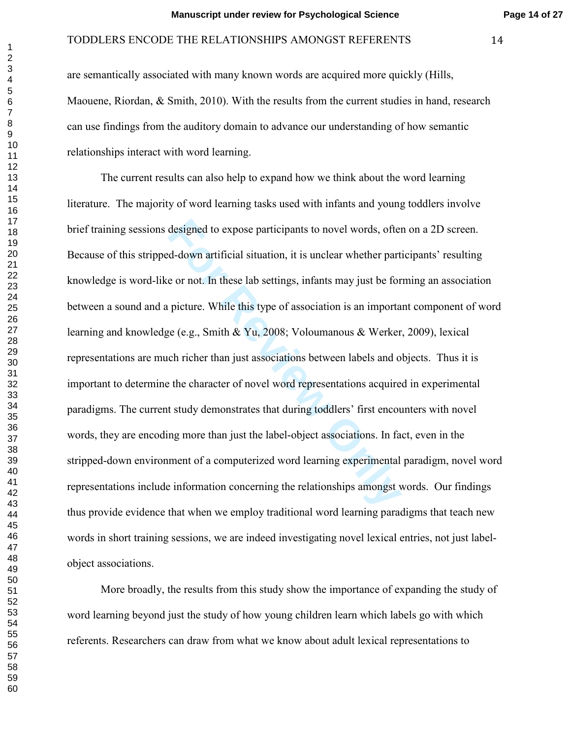are semantically associated with many known words are acquired more quickly (Hills, Maouene, Riordan, & Smith, 2010). With the results from the current studies in hand, research can use findings from the auditory domain to advance our understanding of how semantic relationships interact with word learning.

The current results can also help to expand how we think about the word learning literature. The majority of word learning tasks used with infants and young toddlers involve brief training sessions designed to expose participants to novel words, often on a 2D screen. Because of this stripped-down artificial situation, it is unclear whether participants' resulting knowledge is word-like or not. In these lab settings, infants may just be forming an association between a sound and a picture. While this type of association is an important component of word learning and knowledge (e.g., Smith & Yu, 2008; Voloumanous & Werker, 2009), lexical representations are much richer than just associations between labels and objects. Thus it is important to determine the character of novel word representations acquired in experimental paradigms. The current study demonstrates that during toddlers' first encounters with novel words, they are encoding more than just the label-object associations. In fact, even in the stripped-down environment of a computerized word learning experimental paradigm, novel word representations include information concerning the relationships amongst words. Our findings thus provide evidence that when we employ traditional word learning paradigms that teach new words in short training sessions, we are indeed investigating novel lexical entries, not just label-object associations.

More broadly, the results from this study show the importance of expanding the study of word learning beyond just the study of how young children learn which labels go with which referents. Researchers can draw from what we know about adult lexical representations to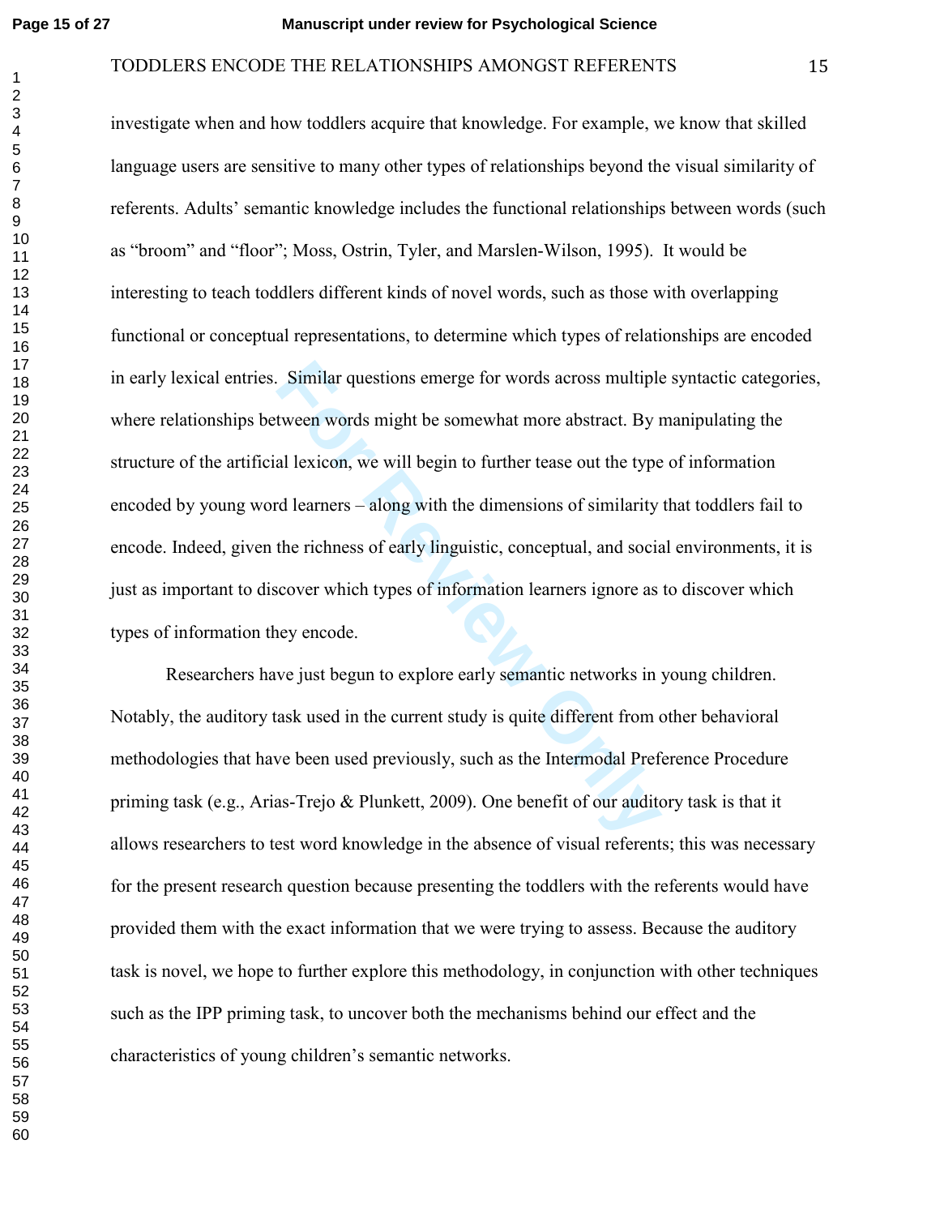investigate when and how toddlers acquire that knowledge. For example, we know that skilled language users are sensitive to many other types of relationships beyond the visual similarity of referents. Adults' semantic knowledge includes the functional relationships between words (such as "broom" and "floor"; Moss, Ostrin, Tyler, and Marslen-Wilson, 1995). It would be interesting to teach toddlers different kinds of novel words, such as those with overlapping functional or conceptual representations, to determine which types of relationships are encoded in early lexical entries. Similar questions emerge for words across multiple syntactic categories, where relationships between words might be somewhat more abstract. By manipulating the structure of the artificial lexicon, we will begin to further tease out the type of information encoded by young word learners – along with the dimensions of similarity that toddlers fail to encode. Indeed, given the richness of early linguistic, conceptual, and social environments, it is just as important to discover which types of information learners ignore as to discover which types of information they encode.

Researchers have just begun to explore early semantic networks in young children. Notably, the auditory task used in the current study is quite different from other behavioral methodologies that have been used previously, such as the Intermodal Preference Procedure priming task (e.g., Arias-Trejo & Plunkett, 2009). One benefit of our auditory task is that it allows researchers to test word knowledge in the absence of visual referents; this was necessary for the present research question because presenting the toddlers with the referents would have provided them with the exact information that we were trying to assess. Because the auditory task is novel, we hope to further explore this methodology, in conjunction with other techniques such as the IPP priming task, to uncover both the mechanisms behind our effect and the characteristics of young children's semantic networks.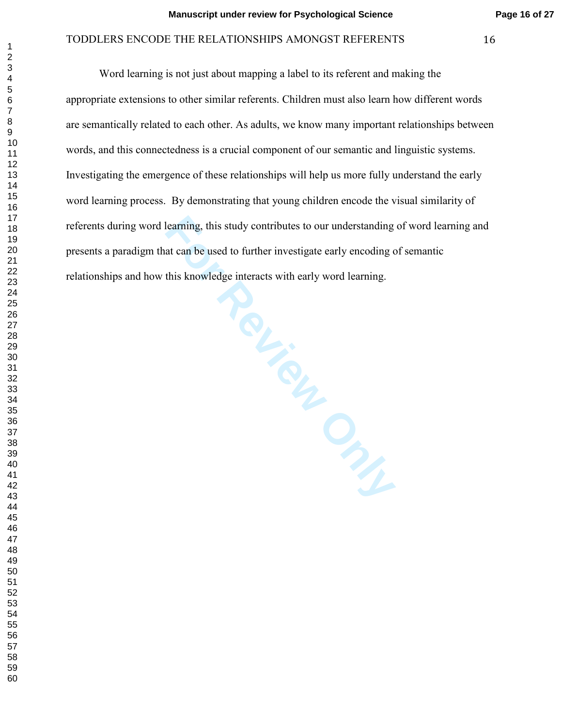Word learning is not just about mapping a label to its referent and making the appropriate extensions to other similar referents. Children must also learn how different words are semantically related to each other. As adults, we know many important relationships between words, and this connectedness is a crucial component of our semantic and linguistic systems. Investigating the emergence of these relationships will help us more fully understand the early word learning process. By demonstrating that young children encode the visual similarity of referents during word learning, this study contributes to our understanding of word learning and presents a paradigm that can be used to further investigate early encoding of semantic relationships and how this knowledge interacts with early word learning.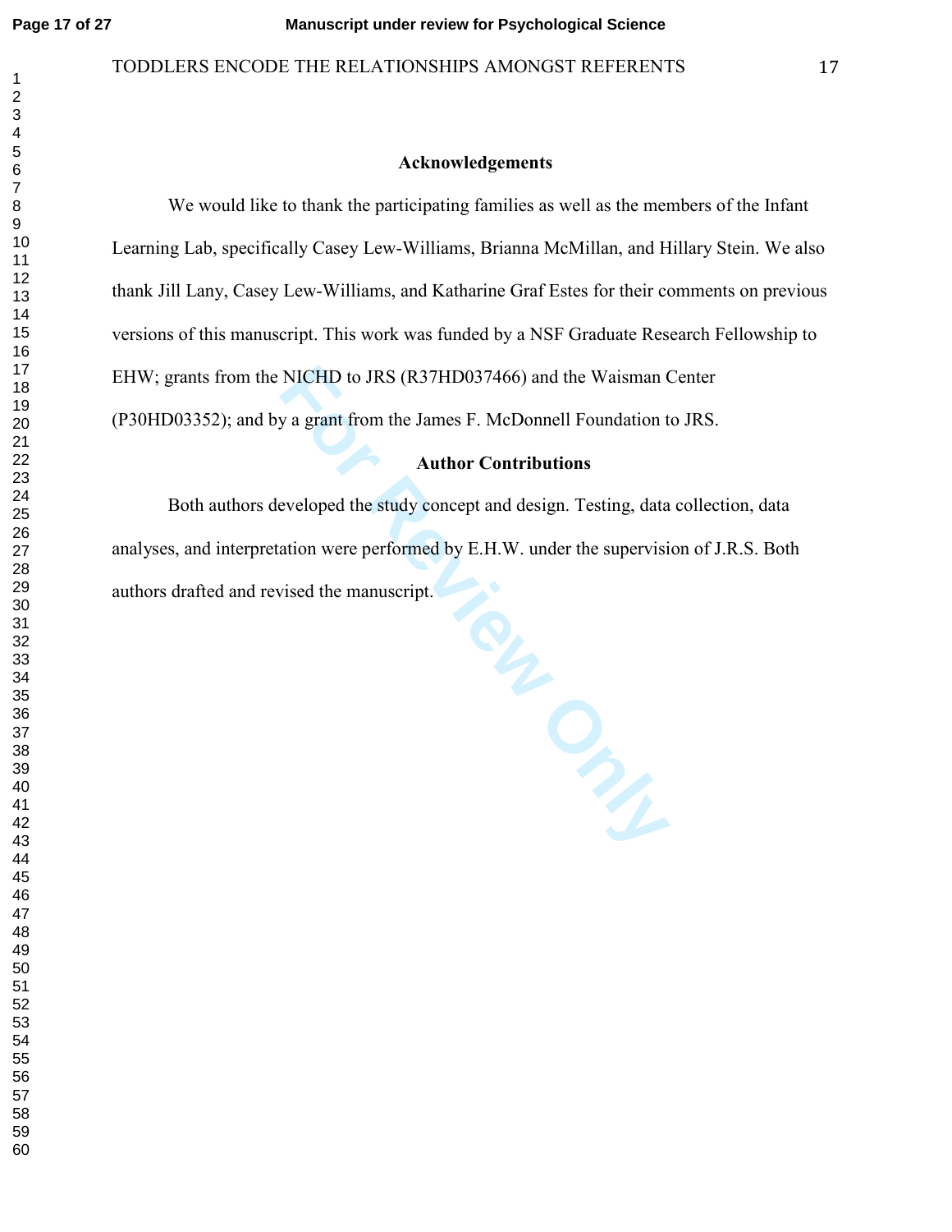## Acknowledgements

We would like to thank the participating families as well as the members of the Infant Learning Lab, specifically Casey Lew-Williams, Brianna McMillan, and Hillary Stein. We also thank Jill Lany, Casey Lew-Williams, and Katharine Graf Estes for their comments on previous versions of this manuscript. This work was funded by a NSF Graduate Research Fellowship to EHW; grants from the NICHD to JRS (R37HD037466) and the Waisman Center (P30HD03352); and by a grant from the James F. McDonnell Foundation to JRS.

## Author Contributions

Both authors developed the study concept and design. Testing, data collection, data analyses, and interpretation were performed by E.H.W. under the supervision of J.R.S. Both authors drafted and revised the manuscript.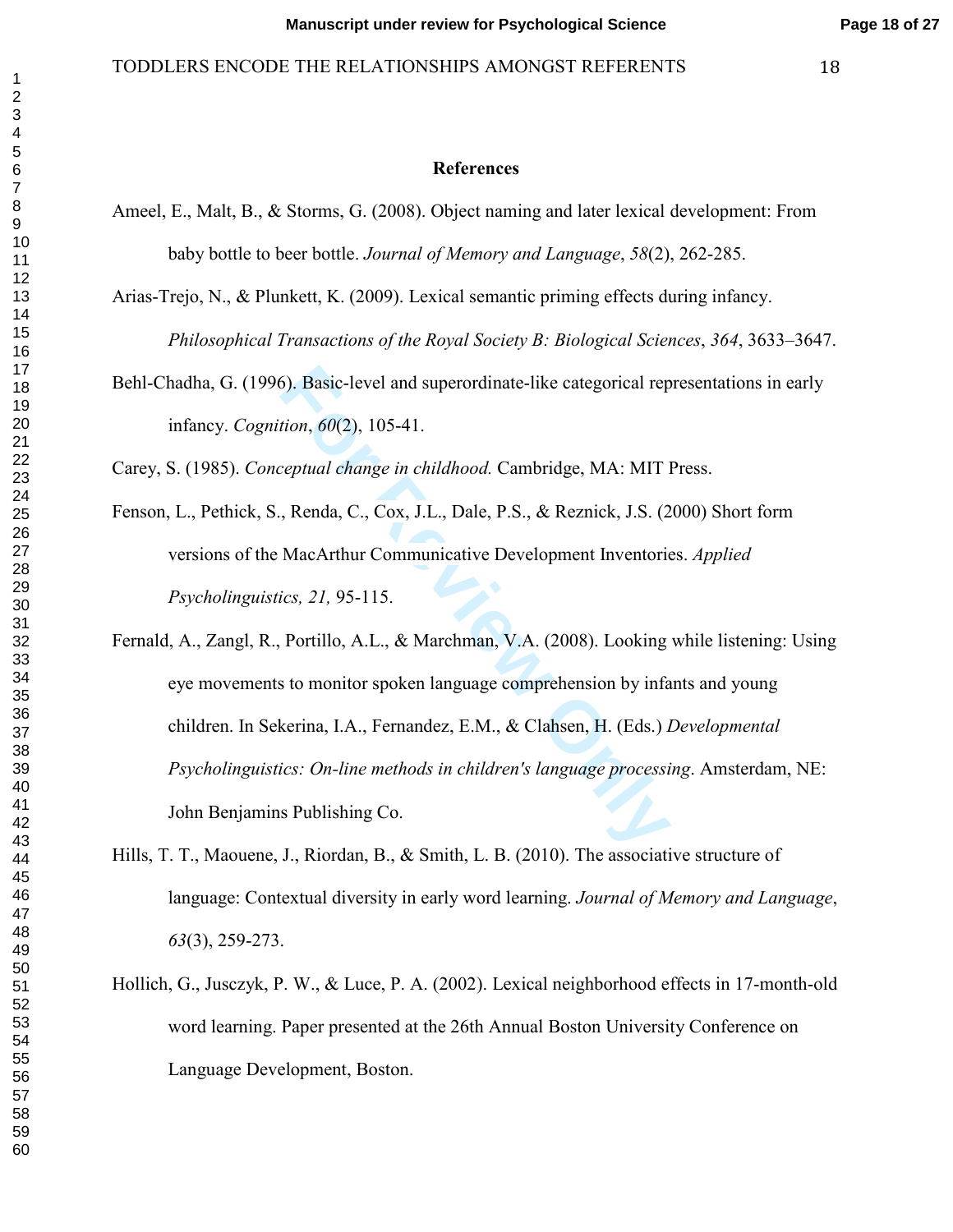# References

Ameel, E., Malt, B., & Storms, G. (2008). Object naming and later lexical development: From baby bottle to beer bottle. *Journal of Memory and Language*, *58*(2), 262-285.

Arias-Trejo, N., & Plunkett, K. (2009). Lexical semantic priming effects during infancy. *Philosophical Transactions of the Royal Society B: Biological Sciences*, *364*, 3633–3647.

Behl-Chadha, G. (1996). Basic-level and superordinate-like categorical representations in early infancy. *Cognition*, *60*(2), 105-41.

Carey, S. (1985). *Conceptual change in childhood.* Cambridge, MA: MIT Press.

Fenson, L., Pethick, S., Renda, C., Cox, J.L., Dale, P.S., & Reznick, J.S. (2000) Short form versions of the MacArthur Communicative Development Inventories. *Applied Psycholinguistics, 21,* 95-115.

Fernald, A., Zangl, R., Portillo, A.L., & Marchman, V.A. (2008). Looking while listening: Using eye movements to monitor spoken language comprehension by infants and young children. In Sekerina, I.A., Fernandez, E.M., & Clahsen, H. (Eds.) *Developmental Psycholinguistics: On-line methods in children's language processing*. Amsterdam, NE: John Benjamins Publishing Co.

Hills, T. T., Maouene, J., Riordan, B., & Smith, L. B. (2010). The associative structure of language: Contextual diversity in early word learning. *Journal of Memory and Language*, *63*(3), 259-273.

Hollich, G., Jusczyk, P. W., & Luce, P. A. (2002). Lexical neighborhood effects in 17-month-old word learning. Paper presented at the 26th Annual Boston University Conference on Language Development, Boston.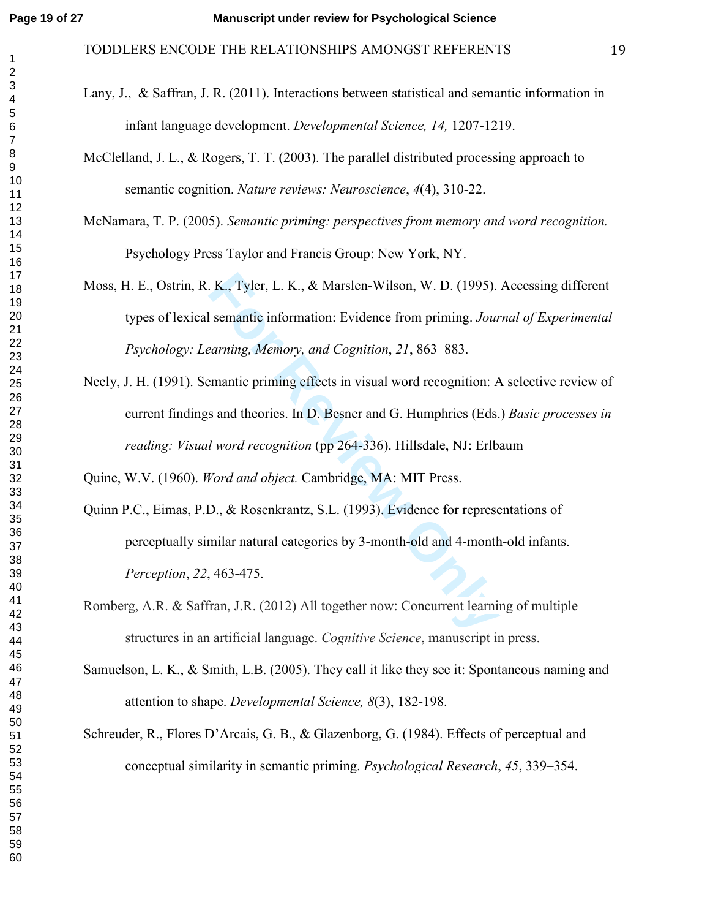Lany, J., & Saffran, J. R. (2011). Interactions between statistical and semantic information in infant language development. *Developmental Science, 14,* 1207-1219.

McClelland, J. L., & Rogers, T. T. (2003). The parallel distributed processing approach to semantic cognition. *Nature reviews: Neuroscience*, *4*(4), 310-22.

McNamara, T. P. (2005). *Semantic priming: perspectives from memory and word recognition.* Psychology Press Taylor and Francis Group: New York, NY.

Moss, H. E., Ostrin, R. K., Tyler, L. K., & Marslen-Wilson, W. D. (1995). Accessing different types of lexical semantic information: Evidence from priming. *Journal of Experimental Psychology: Learning, Memory, and Cognition*, *21*, 863–883.

Neely, J. H. (1991). Semantic priming effects in visual word recognition: A selective review of current findings and theories. In D. Besner and G. Humphries (Eds.) *Basic processes in reading: Visual word recognition* (pp 264-336). Hillsdale, NJ: Erlbaum

Quine, W.V. (1960). *Word and object.* Cambridge, MA: MIT Press.

Quinn P.C., Eimas, P.D., & Rosenkrantz, S.L. (1993). Evidence for representations of perceptually similar natural categories by 3-month-old and 4-month-old infants. *Perception*, *22*, 463-475.

Romberg, A.R. & Saffran, J.R. (2012) All together now: Concurrent learning of multiple structures in an artificial language. *Cognitive Science*, manuscript in press.

Samuelson, L. K., & Smith, L.B. (2005). They call it like they see it: Spontaneous naming and attention to shape. *Developmental Science, 8*(3), 182-198.

Schreuder, R., Flores D'Arcais, G. B., & Glazenborg, G. (1984). Effects of perceptual and conceptual similarity in semantic priming. *Psychological Research*, *45*, 339–354.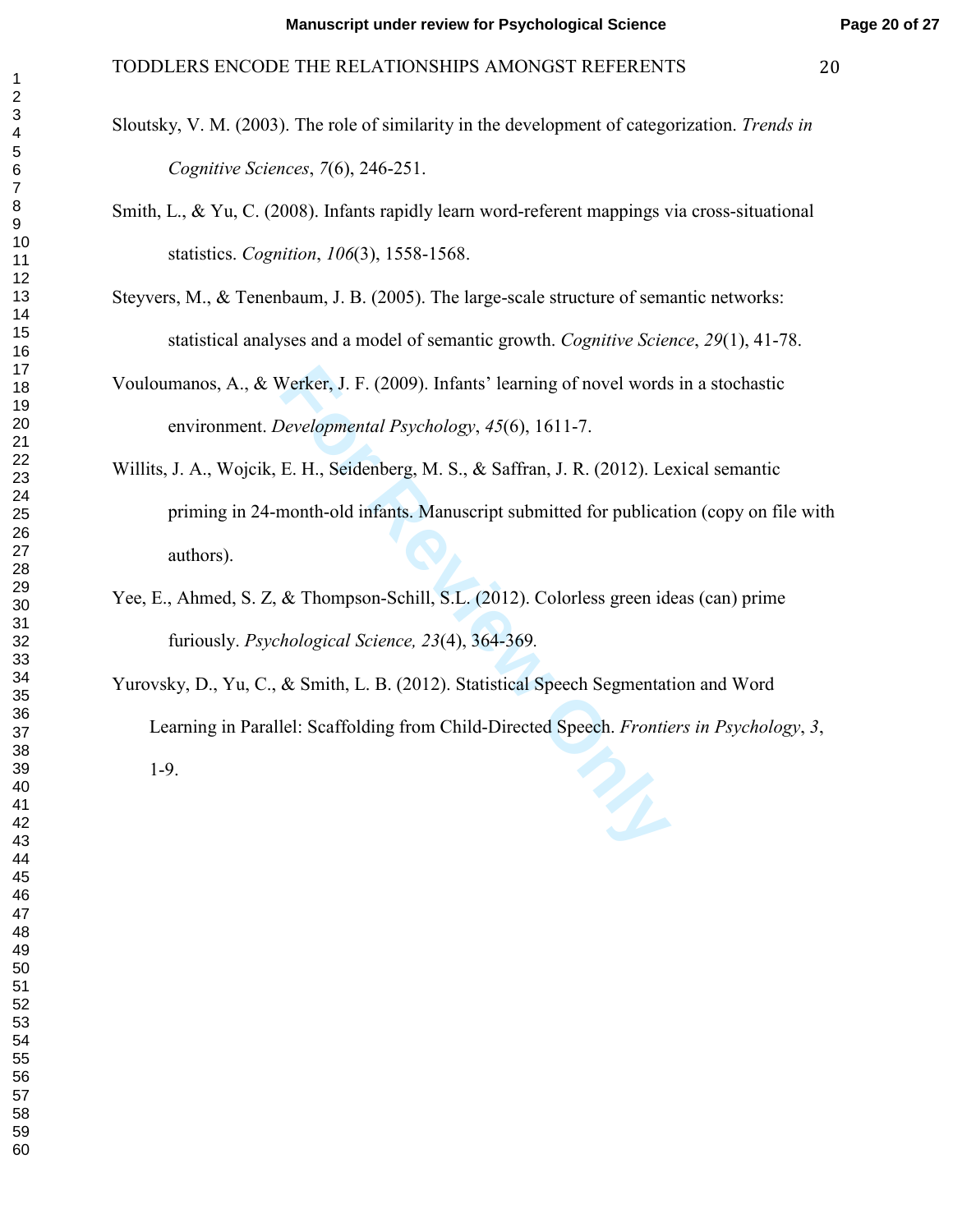Sloutsky, V. M. (2003). The role of similarity in the development of categorization. *Trends in Cognitive Sciences*, *7*(6), 246-251.

Smith, L., & Yu, C. (2008). Infants rapidly learn word-referent mappings via cross-situational statistics. *Cognition*, *106*(3), 1558-1568.

Steyvers, M., & Tenenbaum, J. B. (2005). The large-scale structure of semantic networks: statistical analyses and a model of semantic growth. *Cognitive Science*, *29*(1), 41-78.

Vouloumanos, A., & Werker, J. F. (2009). Infants' learning of novel words in a stochastic environment. *Developmental Psychology*, *45*(6), 1611-7.

Willits, J. A., Wojcik, E. H., Seidenberg, M. S., & Saffran, J. R. (2012). Lexical semantic priming in 24-month-old infants. Manuscript submitted for publication (copy on file with authors).

Yee, E., Ahmed, S. Z, & Thompson-Schill, S.L. (2012). Colorless green ideas (can) prime furiously. *Psychological Science, 23*(4), 364-369.

Yurovsky, D., Yu, C., & Smith, L. B. (2012). Statistical Speech Segmentation and Word Learning in Parallel: Scaffolding from Child-Directed Speech. *Frontiers in Psychology*, *3*, 1-9.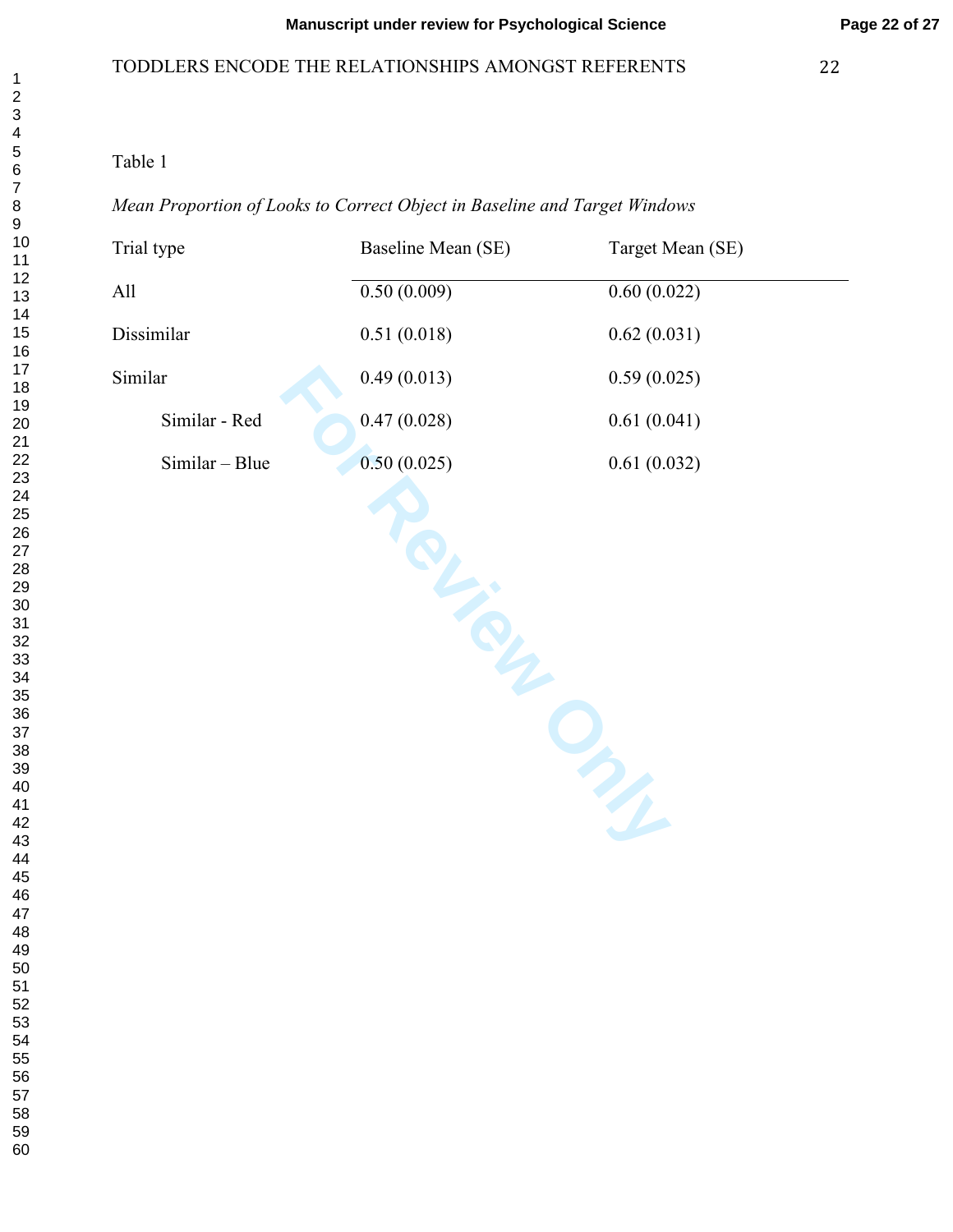Table 1

*Mean Proportion of Looks to Correct Object in Baseline and Target Windows*

| Trial type | Baseline Mean (SE) | Target Mean (SE) |
|---|---|---|
| All | 0.50 (0.009) | 0.60 (0.022) |
| Dissimilar | 0.51 (0.018) | 0.62 (0.031) |
| Similar | 0.49 (0.013) | 0.59 (0.025) |
| Similar - Red | 0.47 (0.028) | 0.61 (0.041) |
| Similar – Blue | 0.50 (0.025) | 0.61 (0.032) |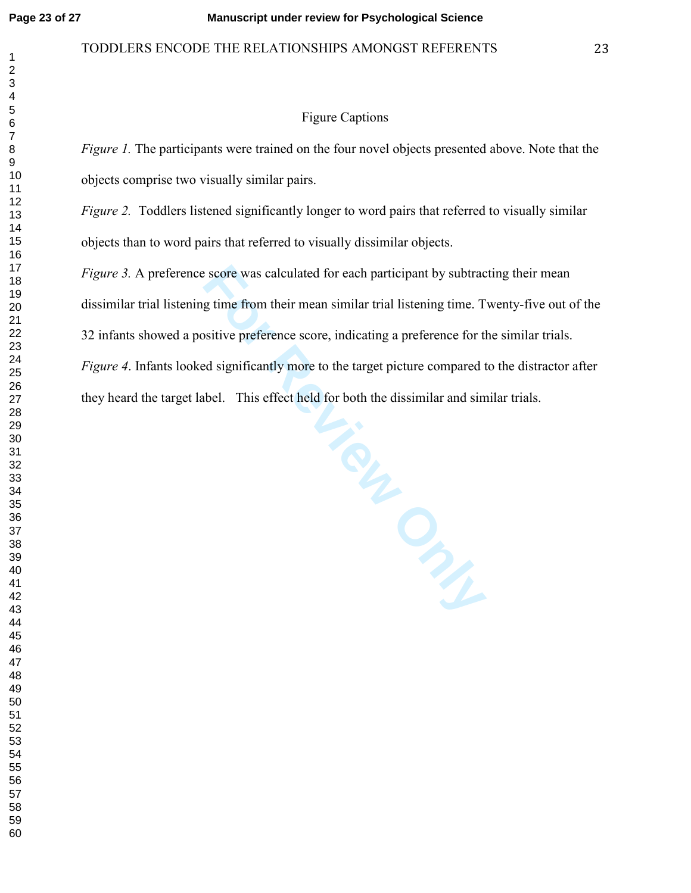## Figure Captions

*Figure 1.* The participants were trained on the four novel objects presented above. Note that the objects comprise two visually similar pairs.

*Figure 2.* Toddlers listened significantly longer to word pairs that referred to visually similar objects than to word pairs that referred to visually dissimilar objects.

*Figure 3.* A preference score was calculated for each participant by subtracting their mean dissimilar trial listening time from their mean similar trial listening time. Twenty-five out of the 32 infants showed a positive preference score, indicating a preference for the similar trials.

*Figure 4*. Infants looked significantly more to the target picture compared to the distractor after they heard the target label. This effect held for both the dissimilar and similar trials.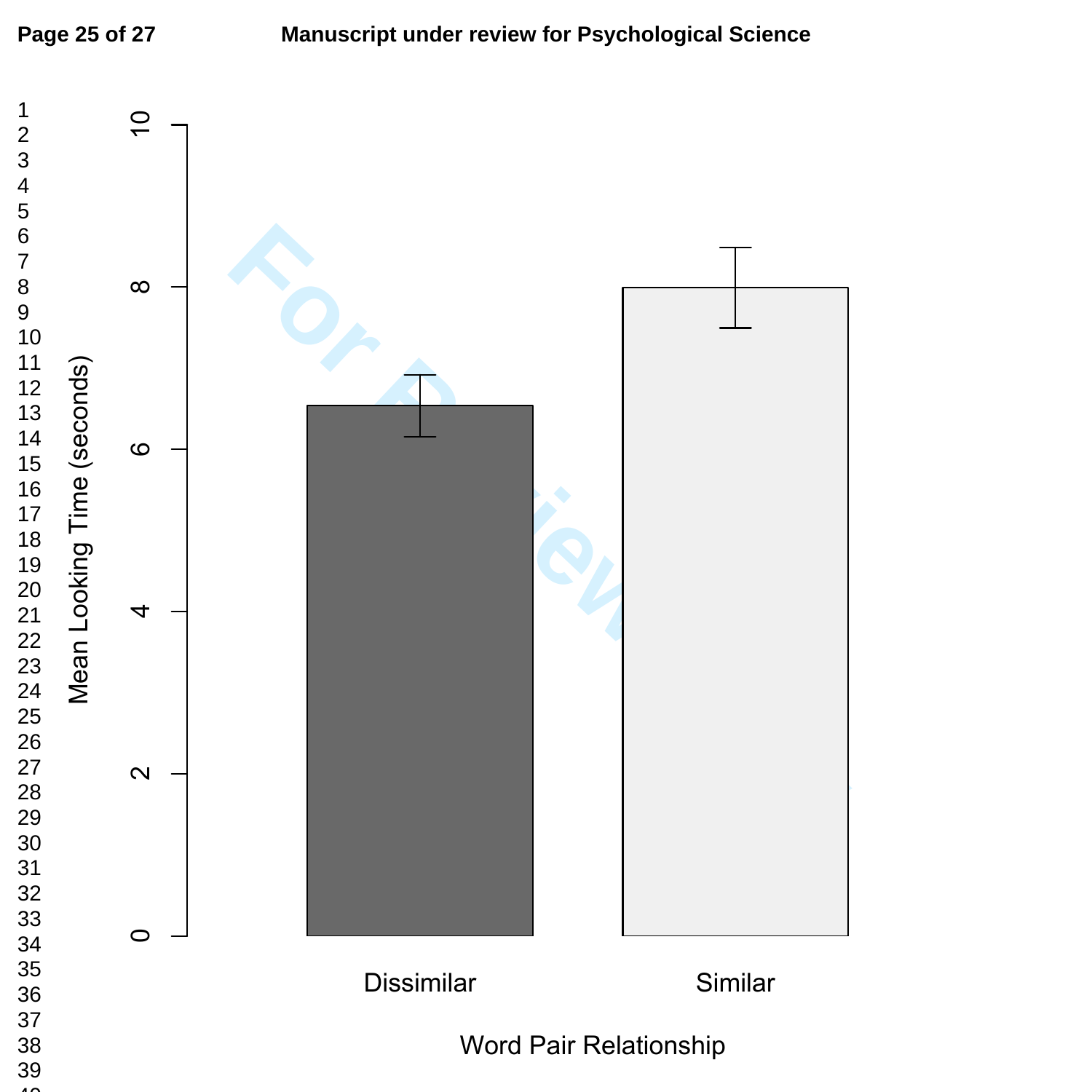Mean Looking Time (seconds)

Dissimilar

Similar

Word Pair Relationship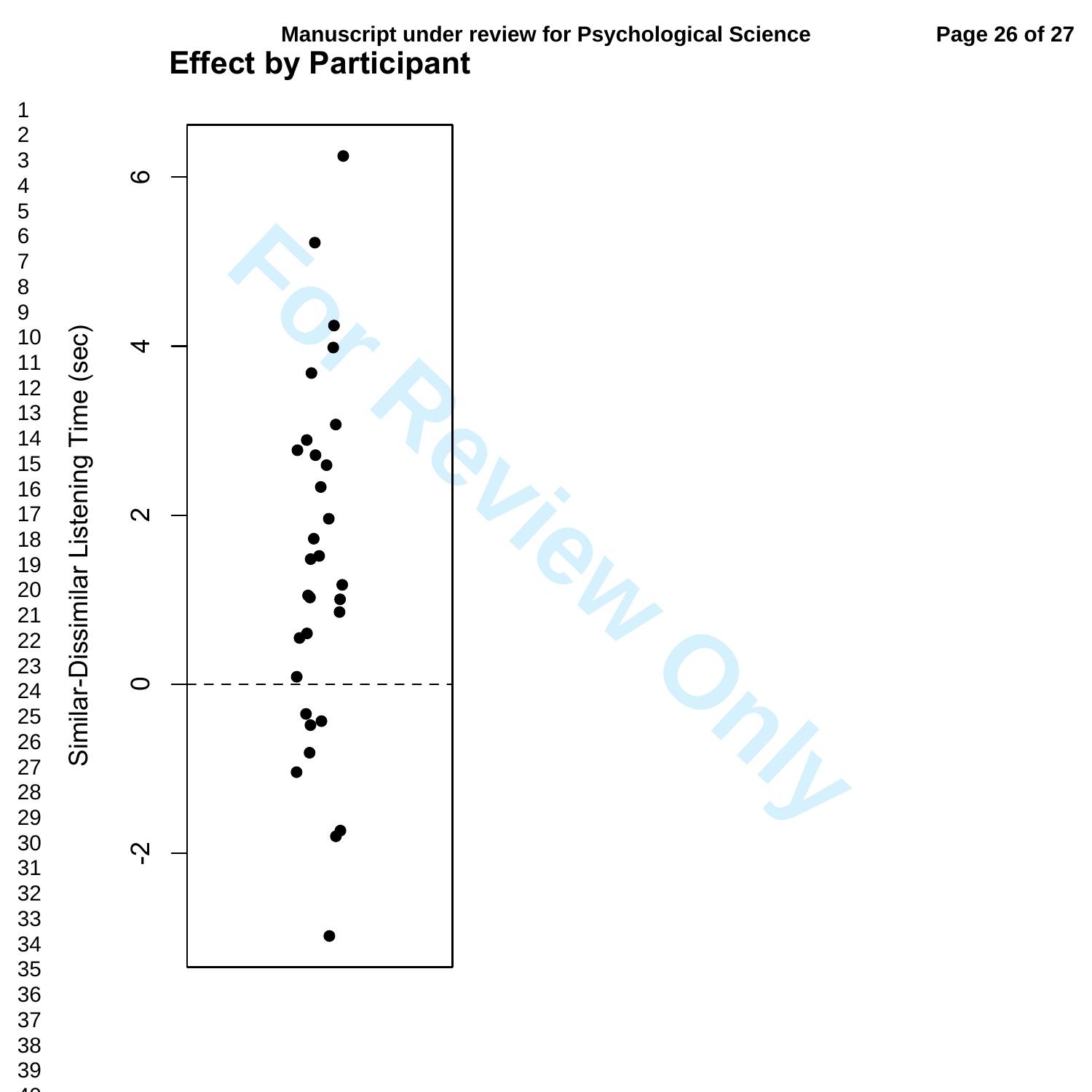# Effect by Participant

Similar-Dissimilar Listening Time (sec)

6

4

2

0

-2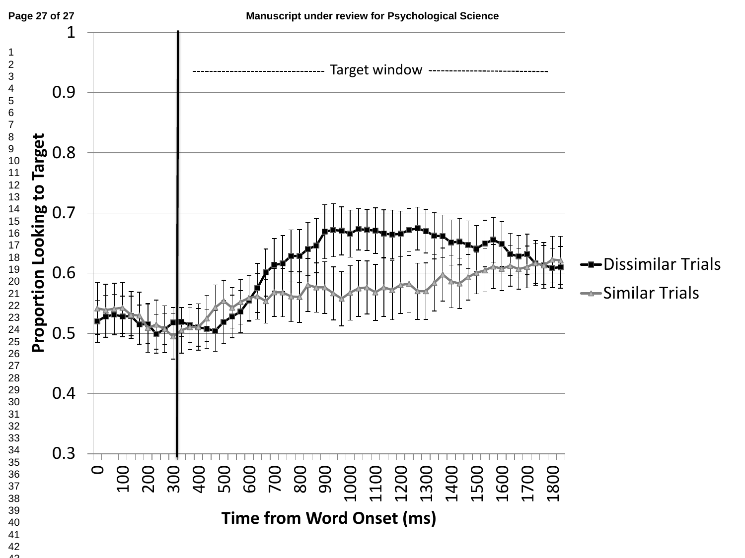Target window

Proportion Looking to Target

1
0.9
0.8
0.7
0.6
0.5
0.4
0.3

0
100
200
300
400
500
600
700
800
900
1000
1100
1200
1300
1400
1500
1600
1700
1800

Time from Word Onset (ms)

Dissimilar Trials
Similar Trials